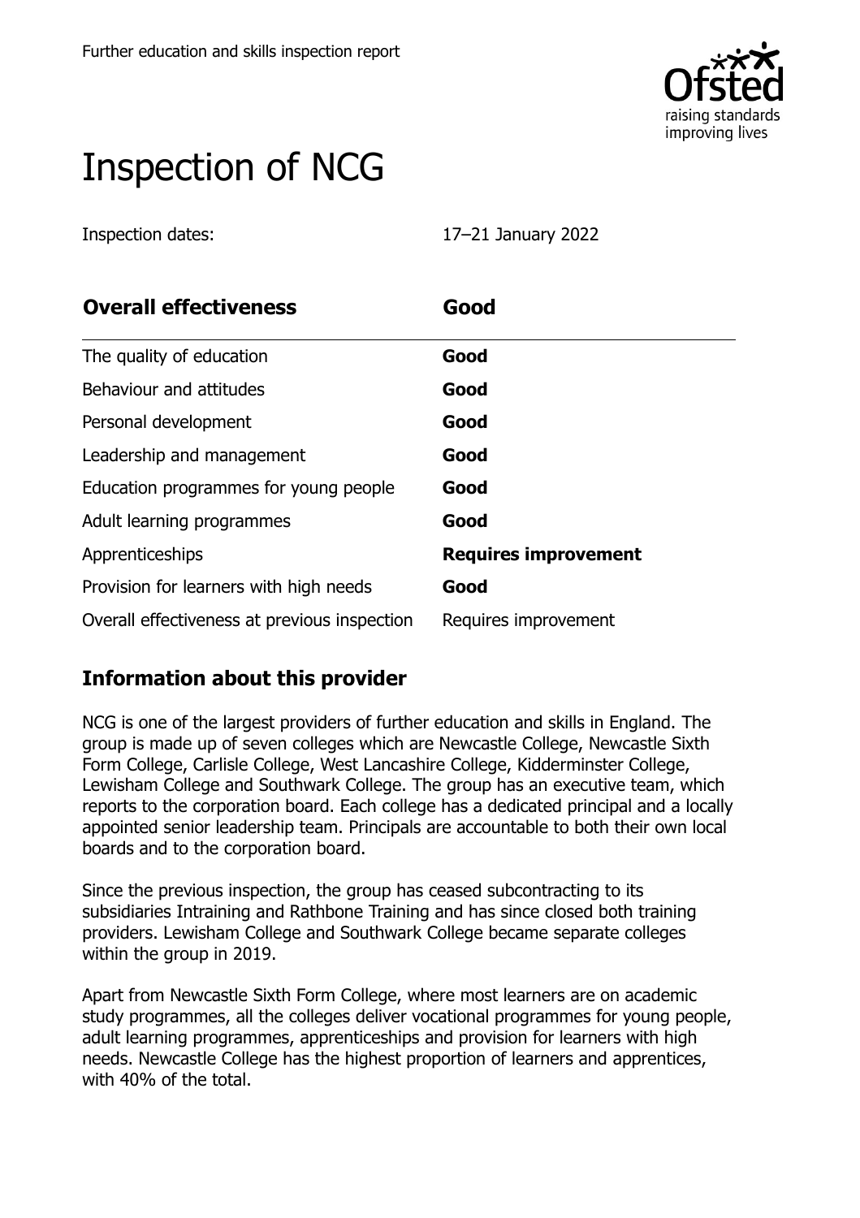Further education and skills inspection report

# Inspection of NCG

Inspection dates: 17–21 January 2022

| | |
|---|---|
| **Overall effectiveness** | **Good** |
| The quality of education | **Good** |
| Behaviour and attitudes | **Good** |
| Personal development | **Good** |
| Leadership and management | **Good** |
| Education programmes for young people | **Good** |
| Adult learning programmes | **Good** |
| Apprenticeships | **Requires improvement** |
| Provision for learners with high needs | **Good** |
| Overall effectiveness at previous inspection | Requires improvement |

## Information about this provider

NCG is one of the largest providers of further education and skills in England. The group is made up of seven colleges which are Newcastle College, Newcastle Sixth Form College, Carlisle College, West Lancashire College, Kidderminster College, Lewisham College and Southwark College. The group has an executive team, which reports to the corporation board. Each college has a dedicated principal and a locally appointed senior leadership team. Principals are accountable to both their own local boards and to the corporation board.

Since the previous inspection, the group has ceased subcontracting to its subsidiaries Intraining and Rathbone Training and has since closed both training providers. Lewisham College and Southwark College became separate colleges within the group in 2019.

Apart from Newcastle Sixth Form College, where most learners are on academic study programmes, all the colleges deliver vocational programmes for young people, adult learning programmes, apprenticeships and provision for learners with high needs. Newcastle College has the highest proportion of learners and apprentices, with 40% of the total.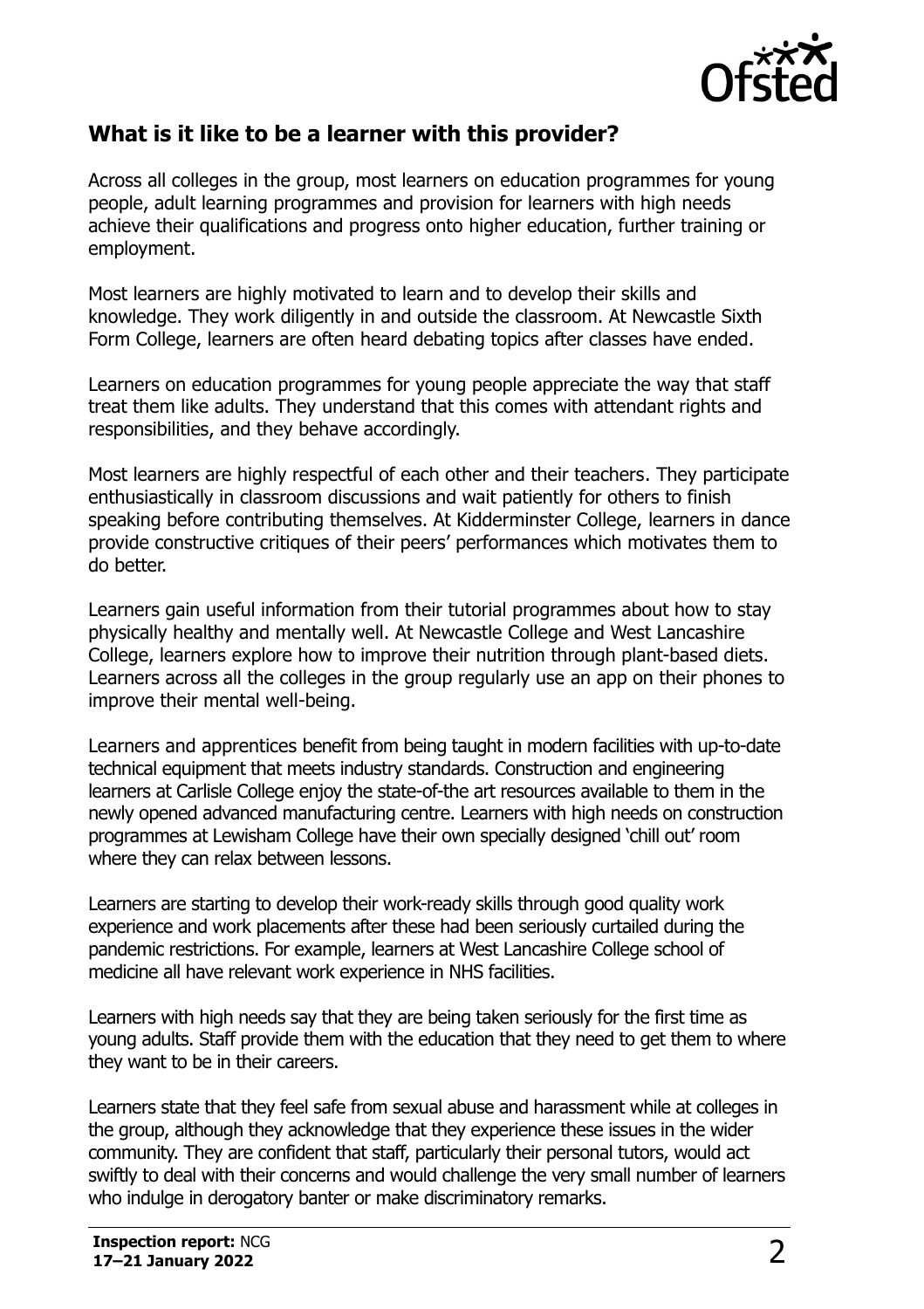## What is it like to be a learner with this provider?

Across all colleges in the group, most learners on education programmes for young people, adult learning programmes and provision for learners with high needs achieve their qualifications and progress onto higher education, further training or employment.

Most learners are highly motivated to learn and to develop their skills and knowledge. They work diligently in and outside the classroom. At Newcastle Sixth Form College, learners are often heard debating topics after classes have ended.

Learners on education programmes for young people appreciate the way that staff treat them like adults. They understand that this comes with attendant rights and responsibilities, and they behave accordingly.

Most learners are highly respectful of each other and their teachers. They participate enthusiastically in classroom discussions and wait patiently for others to finish speaking before contributing themselves. At Kidderminster College, learners in dance provide constructive critiques of their peers' performances which motivates them to do better.

Learners gain useful information from their tutorial programmes about how to stay physically healthy and mentally well. At Newcastle College and West Lancashire College, learners explore how to improve their nutrition through plant-based diets. Learners across all the colleges in the group regularly use an app on their phones to improve their mental well-being.

Learners and apprentices benefit from being taught in modern facilities with up-to-date technical equipment that meets industry standards. Construction and engineering learners at Carlisle College enjoy the state-of-the art resources available to them in the newly opened advanced manufacturing centre. Learners with high needs on construction programmes at Lewisham College have their own specially designed 'chill out' room where they can relax between lessons.

Learners are starting to develop their work-ready skills through good quality work experience and work placements after these had been seriously curtailed during the pandemic restrictions. For example, learners at West Lancashire College school of medicine all have relevant work experience in NHS facilities.

Learners with high needs say that they are being taken seriously for the first time as young adults. Staff provide them with the education that they need to get them to where they want to be in their careers.

Learners state that they feel safe from sexual abuse and harassment while at colleges in the group, although they acknowledge that they experience these issues in the wider community. They are confident that staff, particularly their personal tutors, would act swiftly to deal with their concerns and would challenge the very small number of learners who indulge in derogatory banter or make discriminatory remarks.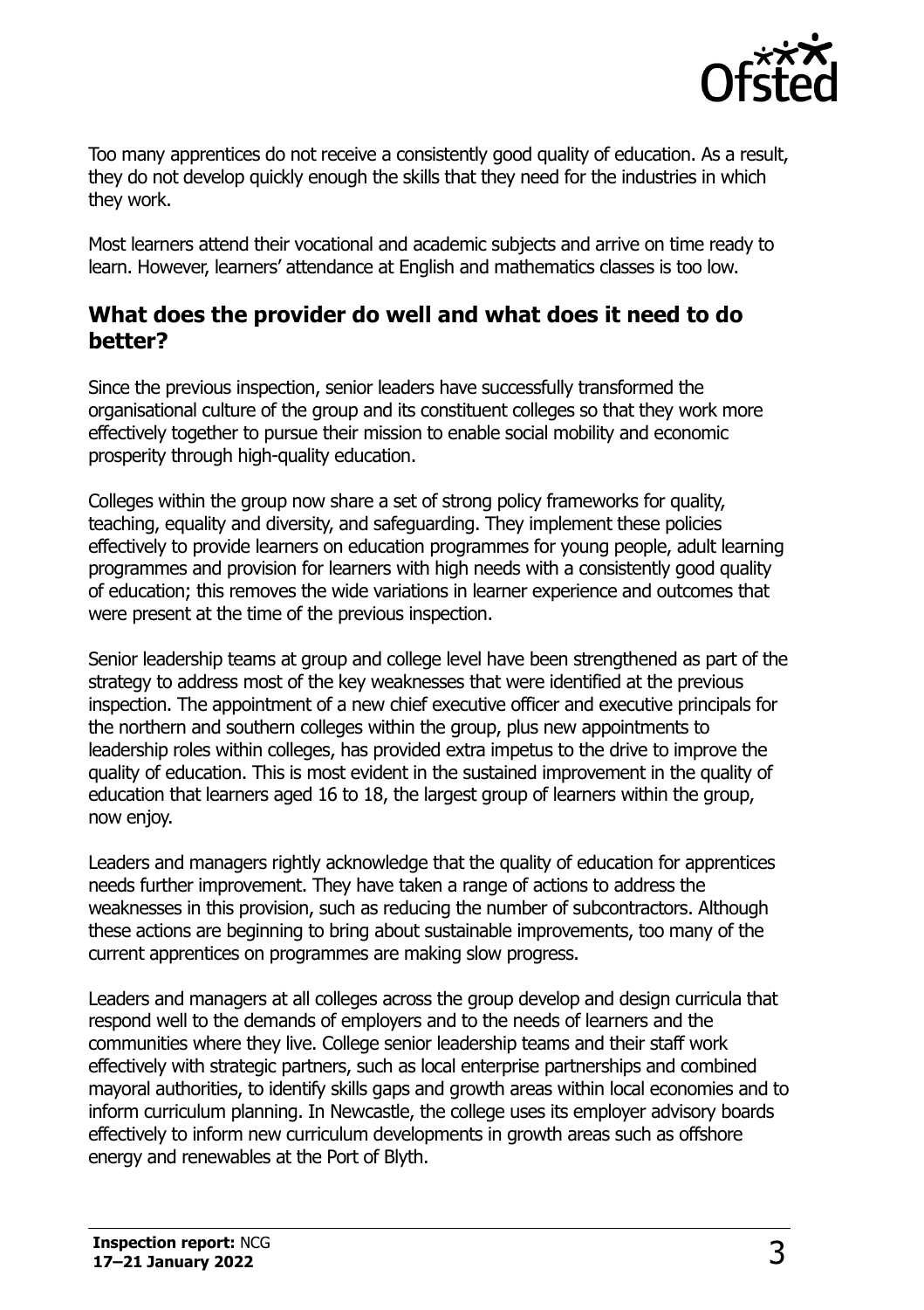Too many apprentices do not receive a consistently good quality of education. As a result, they do not develop quickly enough the skills that they need for the industries in which they work.

Most learners attend their vocational and academic subjects and arrive on time ready to learn. However, learners' attendance at English and mathematics classes is too low.

## What does the provider do well and what does it need to do better?

Since the previous inspection, senior leaders have successfully transformed the organisational culture of the group and its constituent colleges so that they work more effectively together to pursue their mission to enable social mobility and economic prosperity through high-quality education.

Colleges within the group now share a set of strong policy frameworks for quality, teaching, equality and diversity, and safeguarding. They implement these policies effectively to provide learners on education programmes for young people, adult learning programmes and provision for learners with high needs with a consistently good quality of education; this removes the wide variations in learner experience and outcomes that were present at the time of the previous inspection.

Senior leadership teams at group and college level have been strengthened as part of the strategy to address most of the key weaknesses that were identified at the previous inspection. The appointment of a new chief executive officer and executive principals for the northern and southern colleges within the group, plus new appointments to leadership roles within colleges, has provided extra impetus to the drive to improve the quality of education. This is most evident in the sustained improvement in the quality of education that learners aged 16 to 18, the largest group of learners within the group, now enjoy.

Leaders and managers rightly acknowledge that the quality of education for apprentices needs further improvement. They have taken a range of actions to address the weaknesses in this provision, such as reducing the number of subcontractors. Although these actions are beginning to bring about sustainable improvements, too many of the current apprentices on programmes are making slow progress.

Leaders and managers at all colleges across the group develop and design curricula that respond well to the demands of employers and to the needs of learners and the communities where they live. College senior leadership teams and their staff work effectively with strategic partners, such as local enterprise partnerships and combined mayoral authorities, to identify skills gaps and growth areas within local economies and to inform curriculum planning. In Newcastle, the college uses its employer advisory boards effectively to inform new curriculum developments in growth areas such as offshore energy and renewables at the Port of Blyth.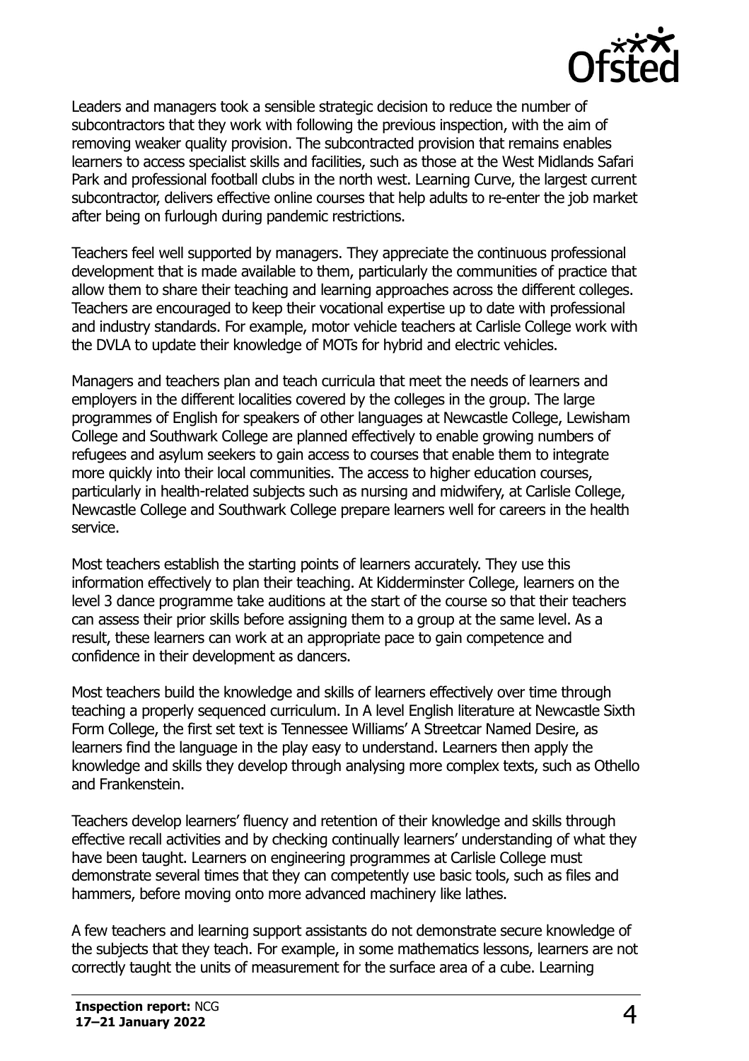Leaders and managers took a sensible strategic decision to reduce the number of subcontractors that they work with following the previous inspection, with the aim of removing weaker quality provision. The subcontracted provision that remains enables learners to access specialist skills and facilities, such as those at the West Midlands Safari Park and professional football clubs in the north west. Learning Curve, the largest current subcontractor, delivers effective online courses that help adults to re-enter the job market after being on furlough during pandemic restrictions.

Teachers feel well supported by managers. They appreciate the continuous professional development that is made available to them, particularly the communities of practice that allow them to share their teaching and learning approaches across the different colleges. Teachers are encouraged to keep their vocational expertise up to date with professional and industry standards. For example, motor vehicle teachers at Carlisle College work with the DVLA to update their knowledge of MOTs for hybrid and electric vehicles.

Managers and teachers plan and teach curricula that meet the needs of learners and employers in the different localities covered by the colleges in the group. The large programmes of English for speakers of other languages at Newcastle College, Lewisham College and Southwark College are planned effectively to enable growing numbers of refugees and asylum seekers to gain access to courses that enable them to integrate more quickly into their local communities. The access to higher education courses, particularly in health-related subjects such as nursing and midwifery, at Carlisle College, Newcastle College and Southwark College prepare learners well for careers in the health service.

Most teachers establish the starting points of learners accurately. They use this information effectively to plan their teaching. At Kidderminster College, learners on the level 3 dance programme take auditions at the start of the course so that their teachers can assess their prior skills before assigning them to a group at the same level. As a result, these learners can work at an appropriate pace to gain competence and confidence in their development as dancers.

Most teachers build the knowledge and skills of learners effectively over time through teaching a properly sequenced curriculum. In A level English literature at Newcastle Sixth Form College, the first set text is Tennessee Williams' A Streetcar Named Desire, as learners find the language in the play easy to understand. Learners then apply the knowledge and skills they develop through analysing more complex texts, such as Othello and Frankenstein.

Teachers develop learners' fluency and retention of their knowledge and skills through effective recall activities and by checking continually learners' understanding of what they have been taught. Learners on engineering programmes at Carlisle College must demonstrate several times that they can competently use basic tools, such as files and hammers, before moving onto more advanced machinery like lathes.

A few teachers and learning support assistants do not demonstrate secure knowledge of the subjects that they teach. For example, in some mathematics lessons, learners are not correctly taught the units of measurement for the surface area of a cube. Learning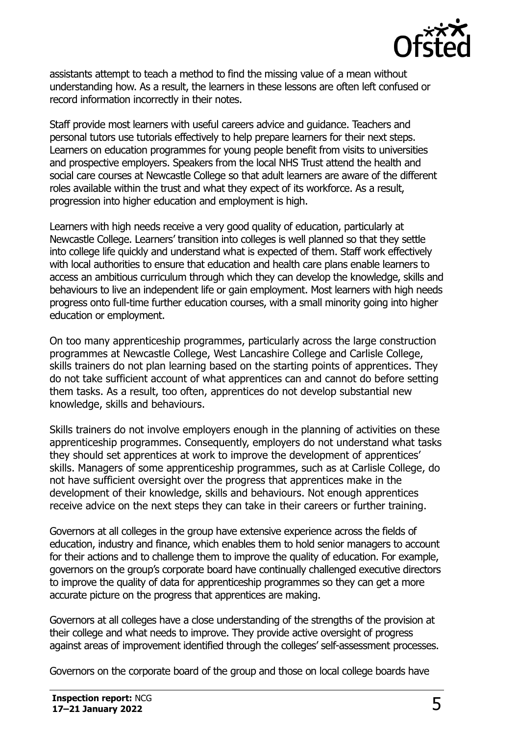assistants attempt to teach a method to find the missing value of a mean without understanding how. As a result, the learners in these lessons are often left confused or record information incorrectly in their notes.

Staff provide most learners with useful careers advice and guidance. Teachers and personal tutors use tutorials effectively to help prepare learners for their next steps. Learners on education programmes for young people benefit from visits to universities and prospective employers. Speakers from the local NHS Trust attend the health and social care courses at Newcastle College so that adult learners are aware of the different roles available within the trust and what they expect of its workforce. As a result, progression into higher education and employment is high.

Learners with high needs receive a very good quality of education, particularly at Newcastle College. Learners' transition into colleges is well planned so that they settle into college life quickly and understand what is expected of them. Staff work effectively with local authorities to ensure that education and health care plans enable learners to access an ambitious curriculum through which they can develop the knowledge, skills and behaviours to live an independent life or gain employment. Most learners with high needs progress onto full-time further education courses, with a small minority going into higher education or employment.

On too many apprenticeship programmes, particularly across the large construction programmes at Newcastle College, West Lancashire College and Carlisle College, skills trainers do not plan learning based on the starting points of apprentices. They do not take sufficient account of what apprentices can and cannot do before setting them tasks. As a result, too often, apprentices do not develop substantial new knowledge, skills and behaviours.

Skills trainers do not involve employers enough in the planning of activities on these apprenticeship programmes. Consequently, employers do not understand what tasks they should set apprentices at work to improve the development of apprentices' skills. Managers of some apprenticeship programmes, such as at Carlisle College, do not have sufficient oversight over the progress that apprentices make in the development of their knowledge, skills and behaviours. Not enough apprentices receive advice on the next steps they can take in their careers or further training.

Governors at all colleges in the group have extensive experience across the fields of education, industry and finance, which enables them to hold senior managers to account for their actions and to challenge them to improve the quality of education. For example, governors on the group's corporate board have continually challenged executive directors to improve the quality of data for apprenticeship programmes so they can get a more accurate picture on the progress that apprentices are making.

Governors at all colleges have a close understanding of the strengths of the provision at their college and what needs to improve. They provide active oversight of progress against areas of improvement identified through the colleges' self-assessment processes.

Governors on the corporate board of the group and those on local college boards have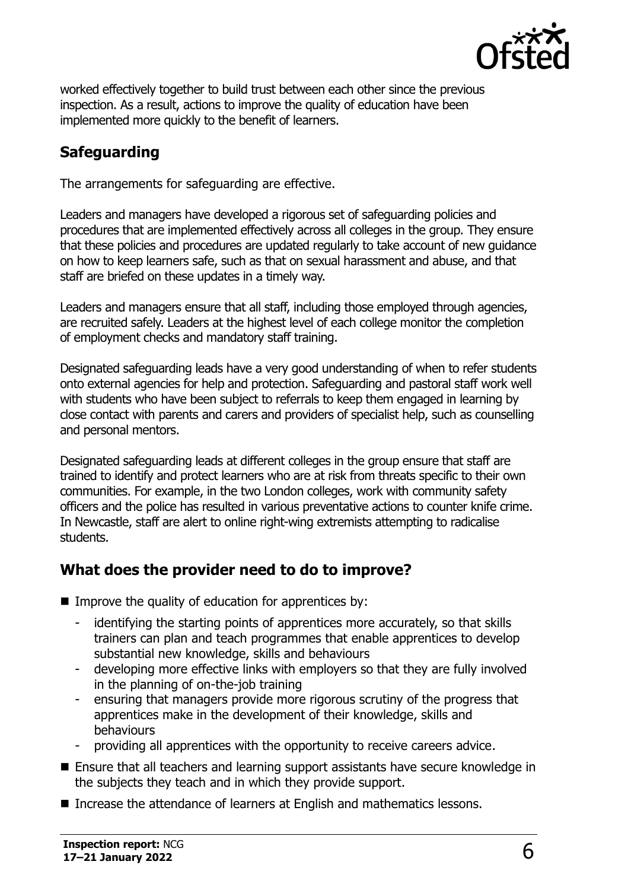worked effectively together to build trust between each other since the previous inspection. As a result, actions to improve the quality of education have been implemented more quickly to the benefit of learners.

## Safeguarding

The arrangements for safeguarding are effective.

Leaders and managers have developed a rigorous set of safeguarding policies and procedures that are implemented effectively across all colleges in the group. They ensure that these policies and procedures are updated regularly to take account of new guidance on how to keep learners safe, such as that on sexual harassment and abuse, and that staff are briefed on these updates in a timely way.

Leaders and managers ensure that all staff, including those employed through agencies, are recruited safely. Leaders at the highest level of each college monitor the completion of employment checks and mandatory staff training.

Designated safeguarding leads have a very good understanding of when to refer students onto external agencies for help and protection. Safeguarding and pastoral staff work well with students who have been subject to referrals to keep them engaged in learning by close contact with parents and carers and providers of specialist help, such as counselling and personal mentors.

Designated safeguarding leads at different colleges in the group ensure that staff are trained to identify and protect learners who are at risk from threats specific to their own communities. For example, in the two London colleges, work with community safety officers and the police has resulted in various preventative actions to counter knife crime. In Newcastle, staff are alert to online right-wing extremists attempting to radicalise students.

## What does the provider need to do to improve?

- Improve the quality of education for apprentices by:
  - identifying the starting points of apprentices more accurately, so that skills trainers can plan and teach programmes that enable apprentices to develop substantial new knowledge, skills and behaviours
  - developing more effective links with employers so that they are fully involved in the planning of on-the-job training
  - ensuring that managers provide more rigorous scrutiny of the progress that apprentices make in the development of their knowledge, skills and behaviours
  - providing all apprentices with the opportunity to receive careers advice.
- Ensure that all teachers and learning support assistants have secure knowledge in the subjects they teach and in which they provide support.
- Increase the attendance of learners at English and mathematics lessons.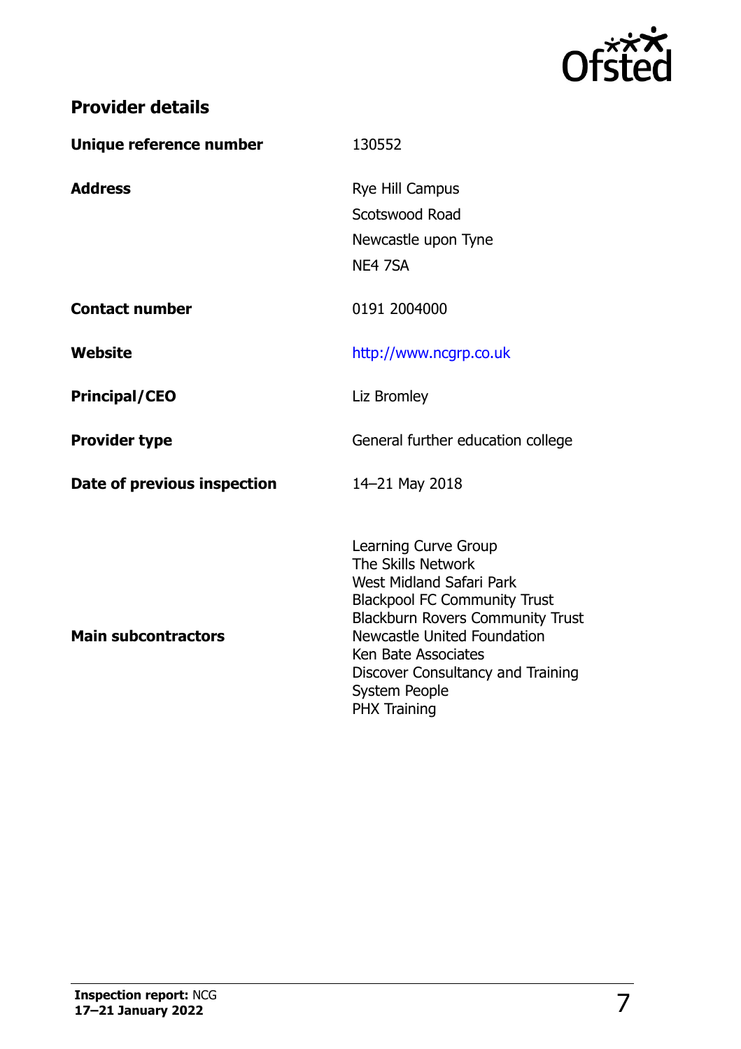## Provider details

| | |
|---|---|
| **Unique reference number** | 130552 |
| **Address** | Rye Hill Campus<br>Scotswood Road<br>Newcastle upon Tyne<br>NE4 7SA |
| **Contact number** | 0191 2004000 |
| **Website** | http://www.ncgrp.co.uk |
| **Principal/CEO** | Liz Bromley |
| **Provider type** | General further education college |
| **Date of previous inspection** | 14–21 May 2018 |
| **Main subcontractors** | Learning Curve Group<br>The Skills Network<br>West Midland Safari Park<br>Blackpool FC Community Trust<br>Blackburn Rovers Community Trust<br>Newcastle United Foundation<br>Ken Bate Associates<br>Discover Consultancy and Training<br>System People<br>PHX Training |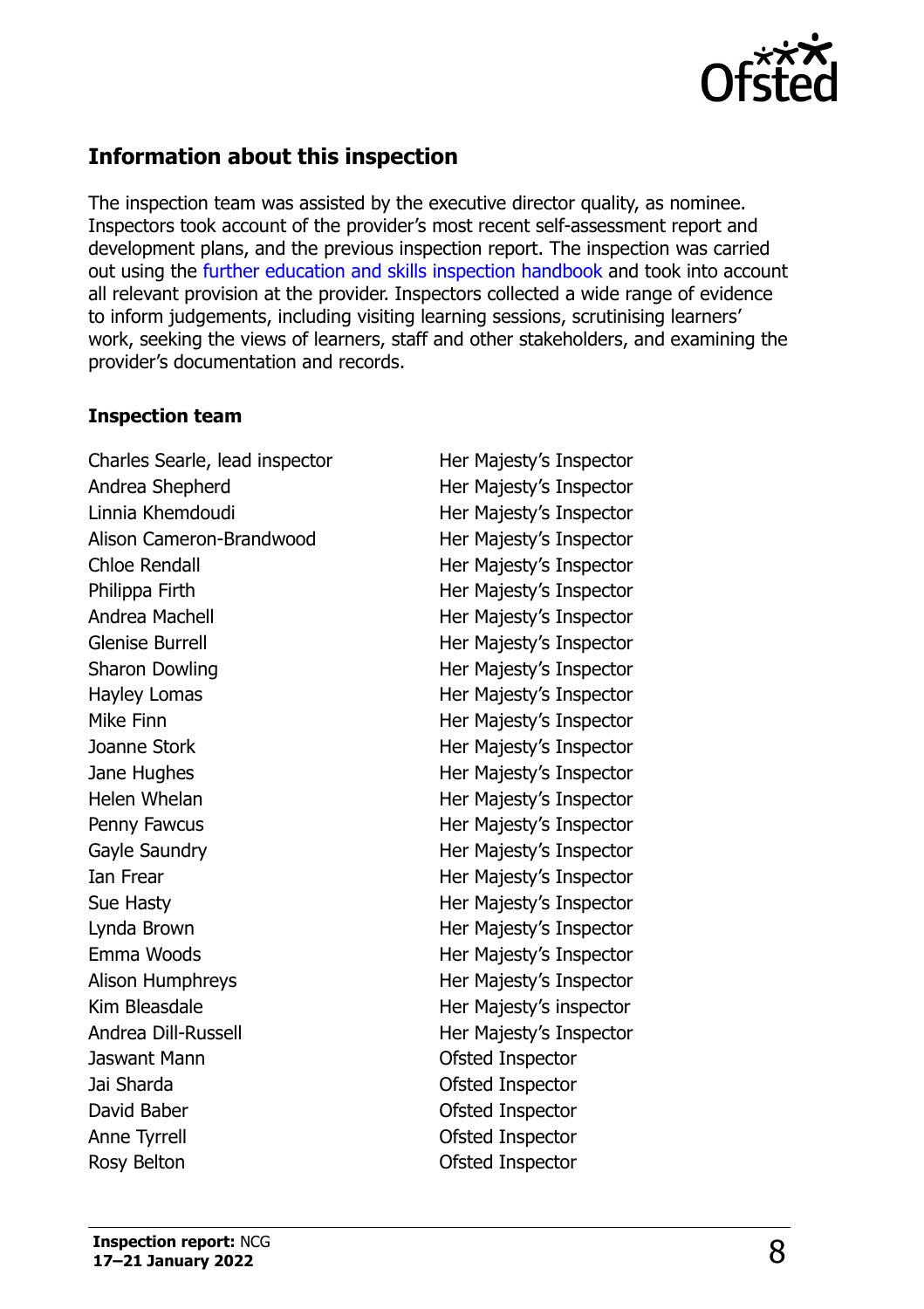## Information about this inspection

The inspection team was assisted by the executive director quality, as nominee. Inspectors took account of the provider's most recent self-assessment report and development plans, and the previous inspection report. The inspection was carried out using the further education and skills inspection handbook and took into account all relevant provision at the provider. Inspectors collected a wide range of evidence to inform judgements, including visiting learning sessions, scrutinising learners' work, seeking the views of learners, staff and other stakeholders, and examining the provider's documentation and records.

### Inspection team

| | |
|---|---|
| Charles Searle, lead inspector | Her Majesty's Inspector |
| Andrea Shepherd | Her Majesty's Inspector |
| Linnia Khemdoudi | Her Majesty's Inspector |
| Alison Cameron-Brandwood | Her Majesty's Inspector |
| Chloe Rendall | Her Majesty's Inspector |
| Philippa Firth | Her Majesty's Inspector |
| Andrea Machell | Her Majesty's Inspector |
| Glenise Burrell | Her Majesty's Inspector |
| Sharon Dowling | Her Majesty's Inspector |
| Hayley Lomas | Her Majesty's Inspector |
| Mike Finn | Her Majesty's Inspector |
| Joanne Stork | Her Majesty's Inspector |
| Jane Hughes | Her Majesty's Inspector |
| Helen Whelan | Her Majesty's Inspector |
| Penny Fawcus | Her Majesty's Inspector |
| Gayle Saundry | Her Majesty's Inspector |
| Ian Frear | Her Majesty's Inspector |
| Sue Hasty | Her Majesty's Inspector |
| Lynda Brown | Her Majesty's Inspector |
| Emma Woods | Her Majesty's Inspector |
| Alison Humphreys | Her Majesty's Inspector |
| Kim Bleasdale | Her Majesty's inspector |
| Andrea Dill-Russell | Her Majesty's Inspector |
| Jaswant Mann | Ofsted Inspector |
| Jai Sharda | Ofsted Inspector |
| David Baber | Ofsted Inspector |
| Anne Tyrrell | Ofsted Inspector |
| Rosy Belton | Ofsted Inspector |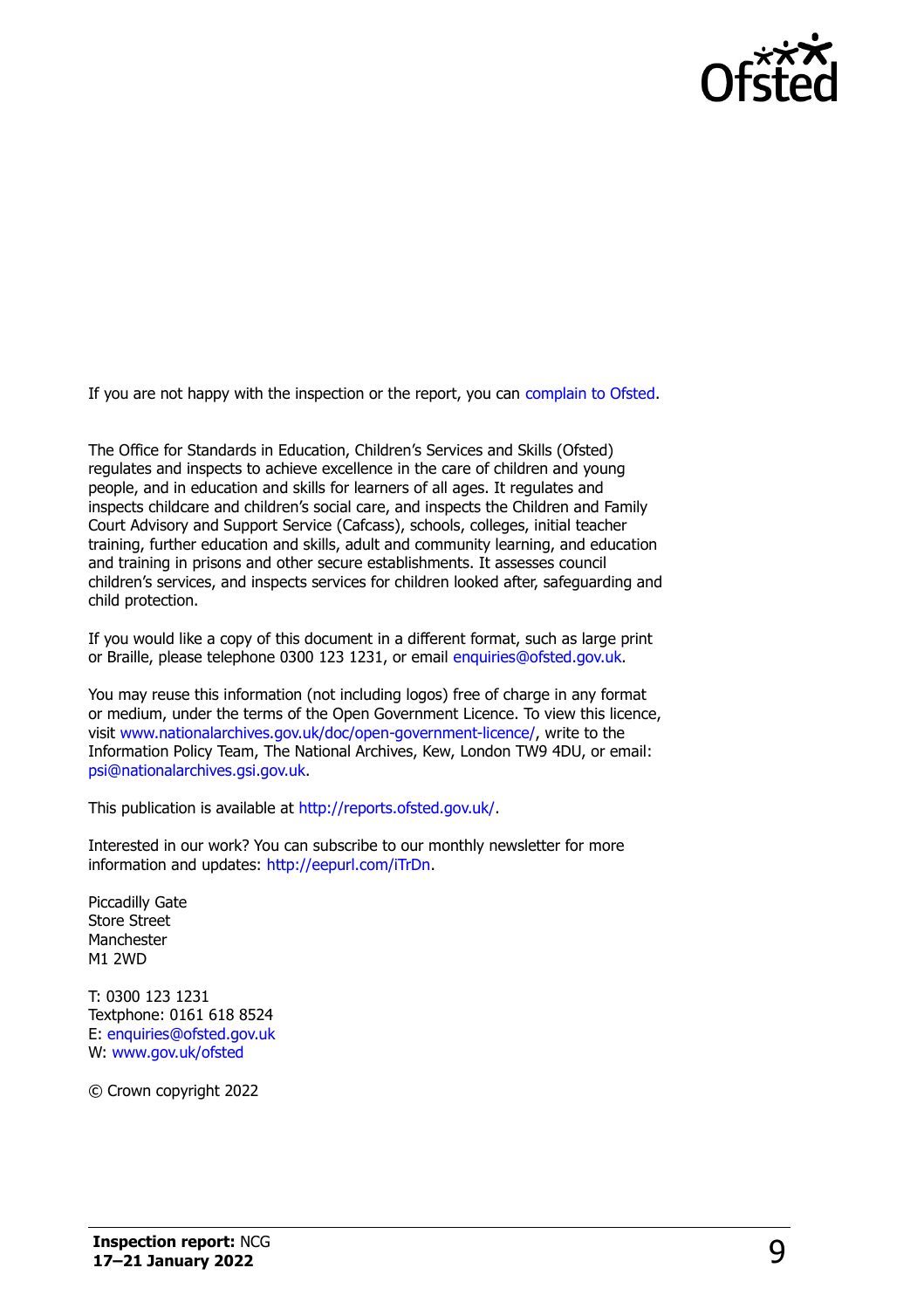If you are not happy with the inspection or the report, you can complain to Ofsted.

The Office for Standards in Education, Children's Services and Skills (Ofsted) regulates and inspects to achieve excellence in the care of children and young people, and in education and skills for learners of all ages. It regulates and inspects childcare and children's social care, and inspects the Children and Family Court Advisory and Support Service (Cafcass), schools, colleges, initial teacher training, further education and skills, adult and community learning, and education and training in prisons and other secure establishments. It assesses council children's services, and inspects services for children looked after, safeguarding and child protection.

If you would like a copy of this document in a different format, such as large print or Braille, please telephone 0300 123 1231, or email enquiries@ofsted.gov.uk.

You may reuse this information (not including logos) free of charge in any format or medium, under the terms of the Open Government Licence. To view this licence, visit www.nationalarchives.gov.uk/doc/open-government-licence/, write to the Information Policy Team, The National Archives, Kew, London TW9 4DU, or email: psi@nationalarchives.gsi.gov.uk.

This publication is available at http://reports.ofsted.gov.uk/.

Interested in our work? You can subscribe to our monthly newsletter for more information and updates: http://eepurl.com/iTrDn.

Piccadilly Gate
Store Street
Manchester
M1 2WD

T: 0300 123 1231
Textphone: 0161 618 8524
E: enquiries@ofsted.gov.uk
W: www.gov.uk/ofsted

© Crown copyright 2022